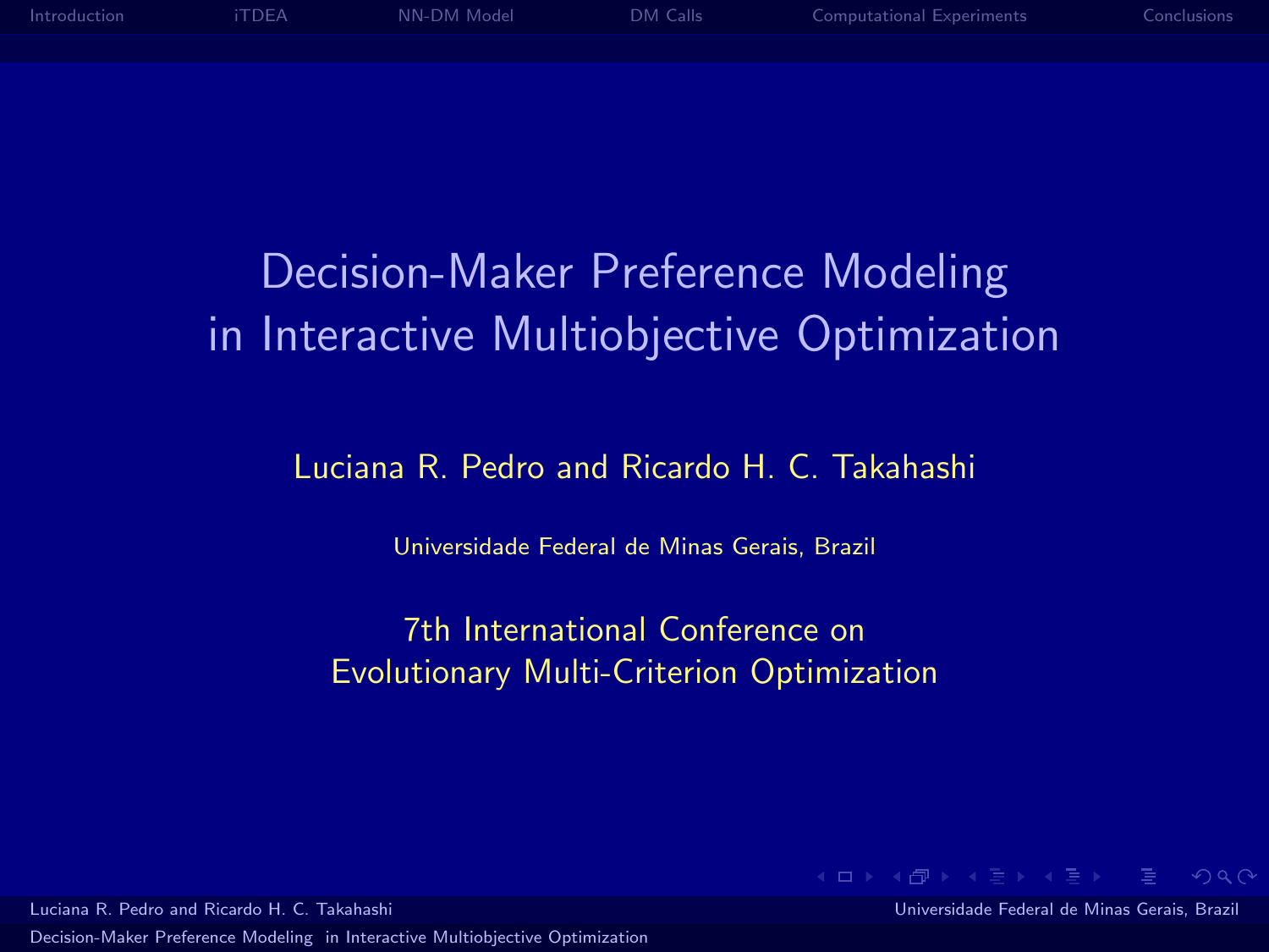# Decision-Maker Preference Modeling in Interactive Multiobjective Optimization

Luciana R. Pedro and Ricardo H. C. Takahashi

Universidade Federal de Minas Gerais, Brazil

7th International Conference on Evolutionary Multi-Criterion Optimization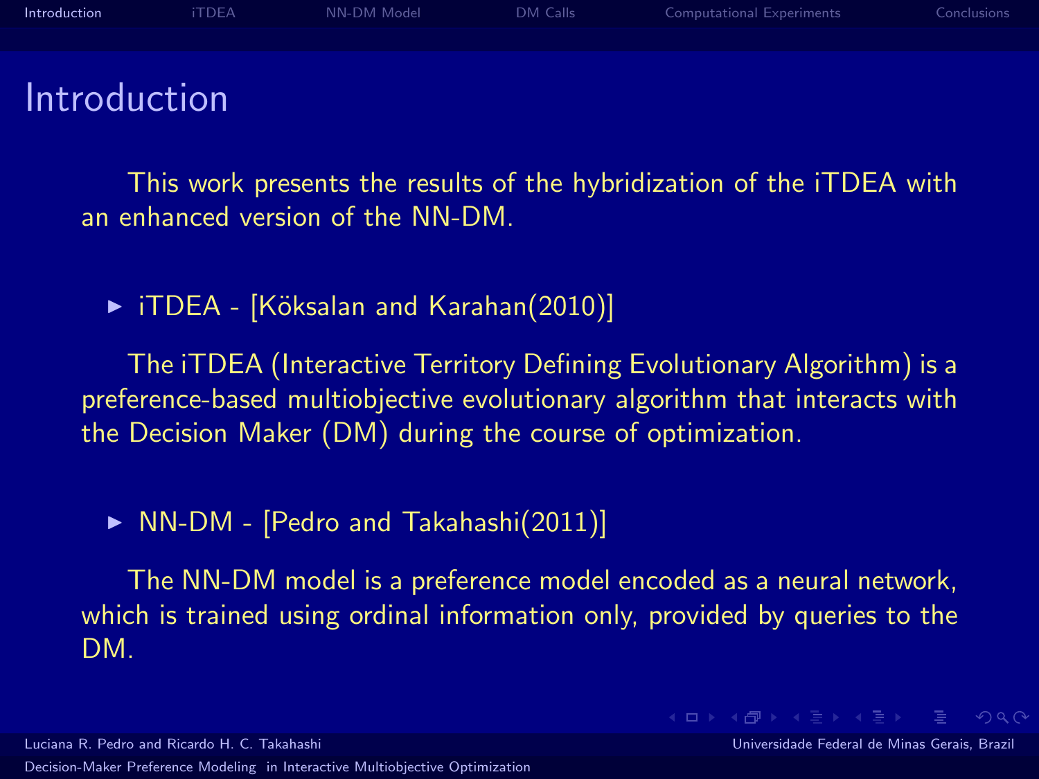# Introduction

This work presents the results of the hybridization of the iTDEA with an enhanced version of the NN-DM.

- iTDEA - [Köksalan and Karahan(2010)]

The iTDEA (Interactive Territory Defining Evolutionary Algorithm) is a preference-based multiobjective evolutionary algorithm that interacts with the Decision Maker (DM) during the course of optimization.

- NN-DM - [Pedro and Takahashi(2011)]

The NN-DM model is a preference model encoded as a neural network, which is trained using ordinal information only, provided by queries to the DM.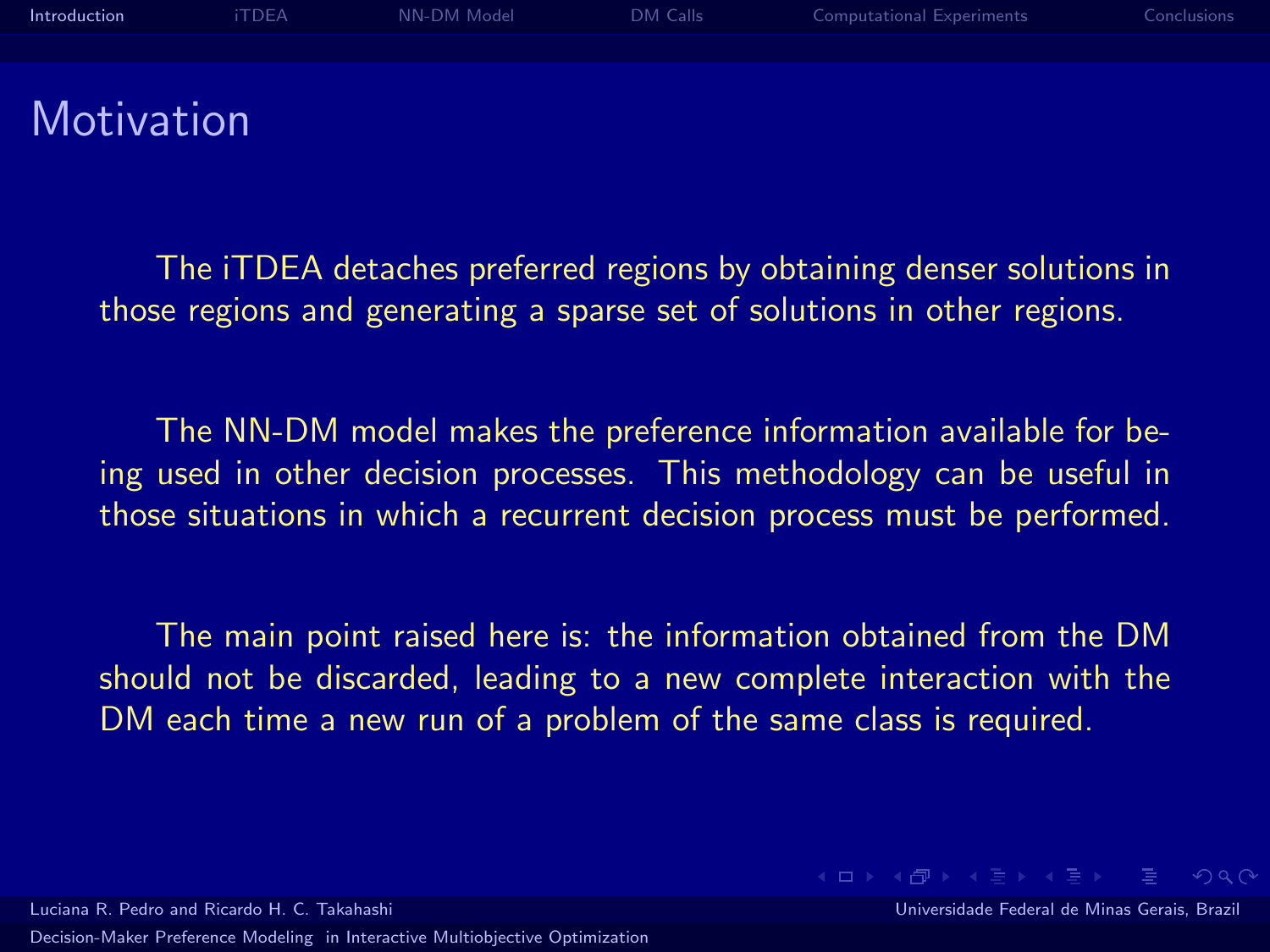# Motivation

The iTDEA detaches preferred regions by obtaining denser solutions in those regions and generating a sparse set of solutions in other regions.

The NN-DM model makes the preference information available for being used in other decision processes. This methodology can be useful in those situations in which a recurrent decision process must be performed.

The main point raised here is: the information obtained from the DM should not be discarded, leading to a new complete interaction with the DM each time a new run of a problem of the same class is required.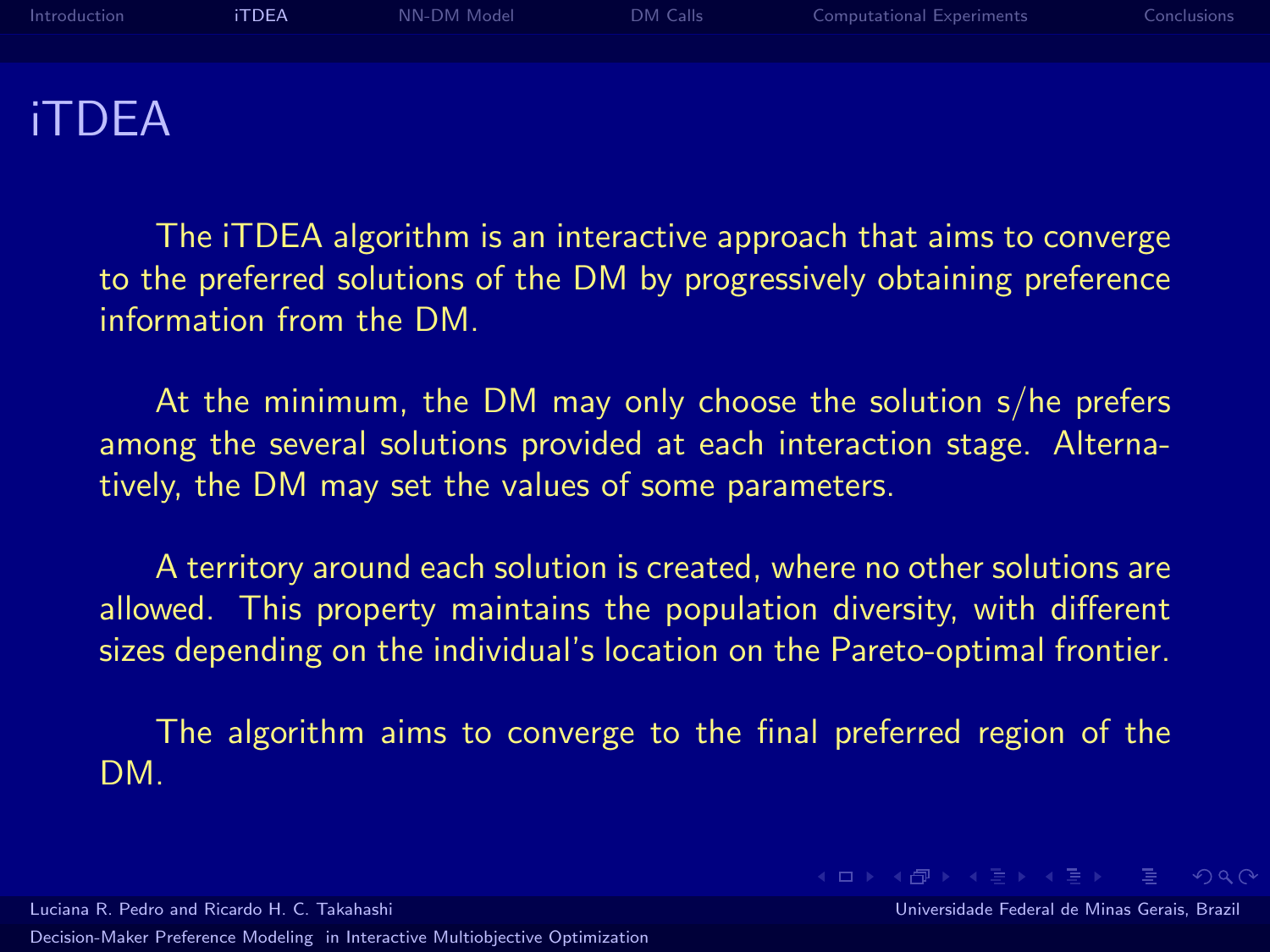# iTDEA

The iTDEA algorithm is an interactive approach that aims to converge to the preferred solutions of the DM by progressively obtaining preference information from the DM.

At the minimum, the DM may only choose the solution s/he prefers among the several solutions provided at each interaction stage. Alternatively, the DM may set the values of some parameters.

A territory around each solution is created, where no other solutions are allowed. This property maintains the population diversity, with different sizes depending on the individual's location on the Pareto-optimal frontier.

The algorithm aims to converge to the final preferred region of the DM.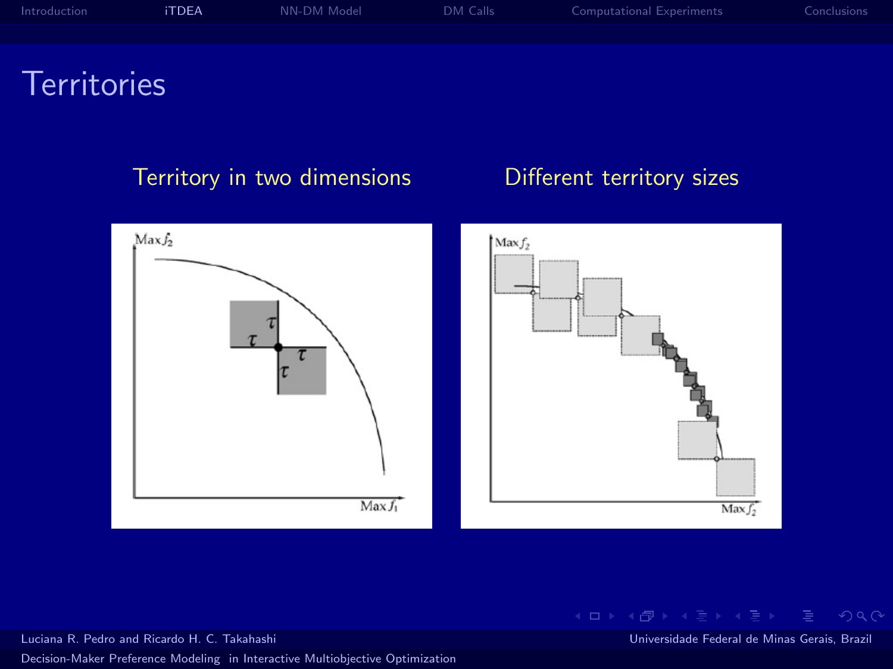# Territories

### Territory in two dimensions

### Different territory sizes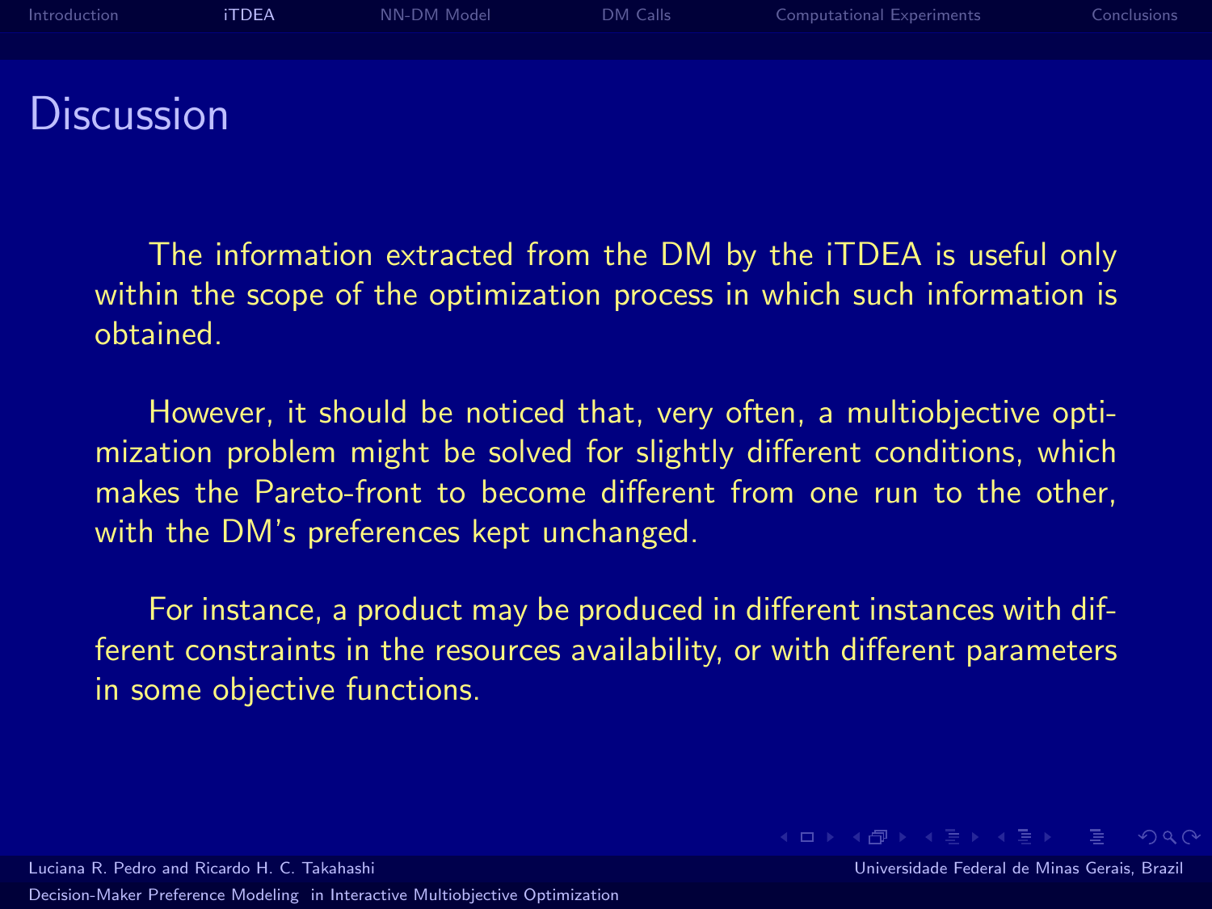# Discussion

The information extracted from the DM by the iTDEA is useful only within the scope of the optimization process in which such information is obtained.

However, it should be noticed that, very often, a multiobjective optimization problem might be solved for slightly different conditions, which makes the Pareto-front to become different from one run to the other, with the DM's preferences kept unchanged.

For instance, a product may be produced in different instances with different constraints in the resources availability, or with different parameters in some objective functions.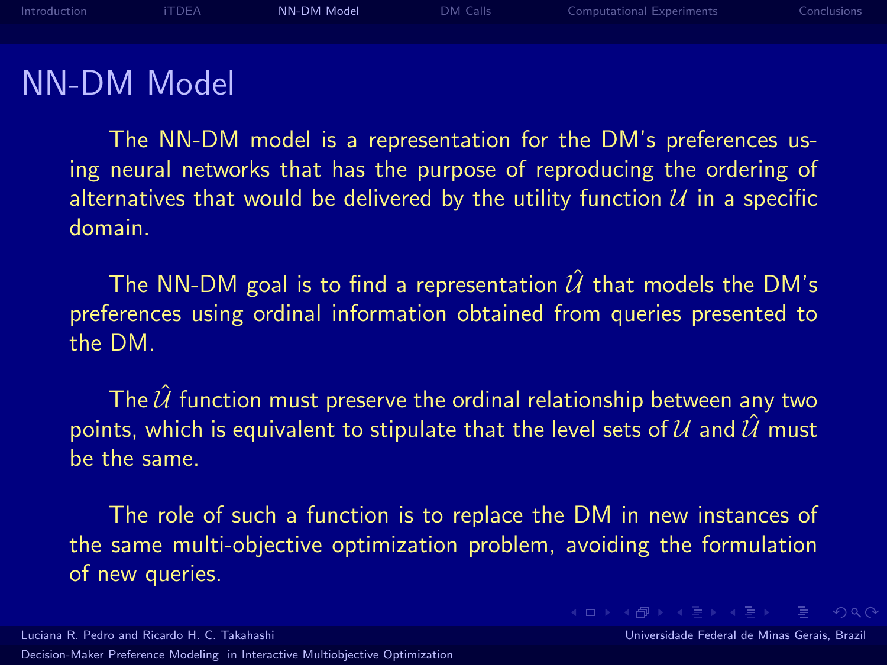# NN-DM Model

The NN-DM model is a representation for the DM's preferences using neural networks that has the purpose of reproducing the ordering of alternatives that would be delivered by the utility function $\mathcal{U}$ in a specific domain.

The NN-DM goal is to find a representation $\hat{\mathcal{U}}$ that models the DM's preferences using ordinal information obtained from queries presented to the DM.

The $\hat{\mathcal{U}}$ function must preserve the ordinal relationship between any two points, which is equivalent to stipulate that the level sets of $\mathcal{U}$ and $\hat{\mathcal{U}}$ must be the same.

The role of such a function is to replace the DM in new instances of the same multi-objective optimization problem, avoiding the formulation of new queries.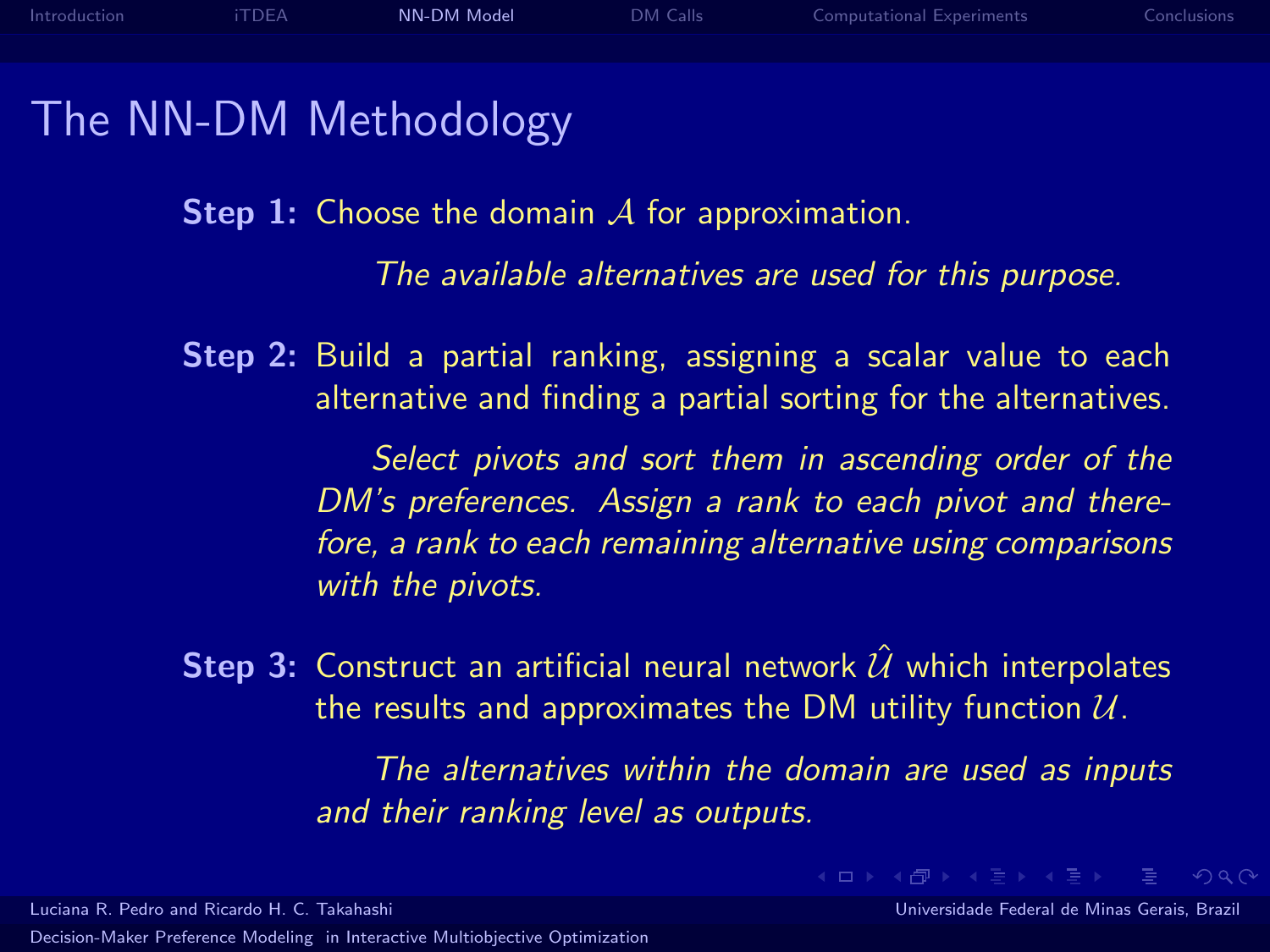# The NN-DM Methodology

**Step 1:** Choose the domain $\mathcal{A}$ for approximation.

*The available alternatives are used for this purpose.*

**Step 2:** Build a partial ranking, assigning a scalar value to each alternative and finding a partial sorting for the alternatives.

*Select pivots and sort them in ascending order of the DM's preferences. Assign a rank to each pivot and therefore, a rank to each remaining alternative using comparisons with the pivots.*

**Step 3:** Construct an artificial neural network $\hat{\mathcal{U}}$ which interpolates the results and approximates the DM utility function $\mathcal{U}$.

*The alternatives within the domain are used as inputs and their ranking level as outputs.*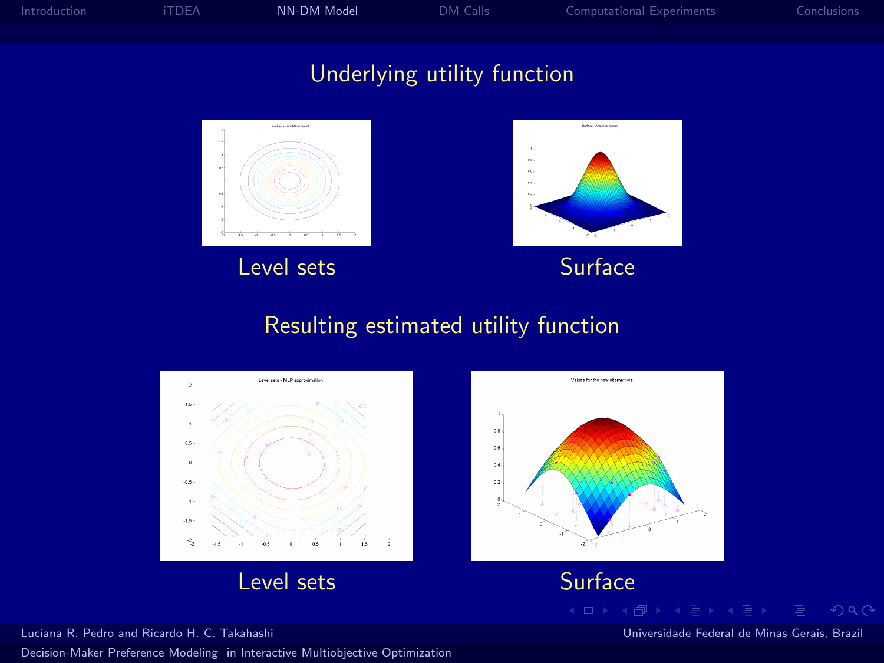## Underlying utility function

Level sets

Surface

## Resulting estimated utility function

Level sets

Surface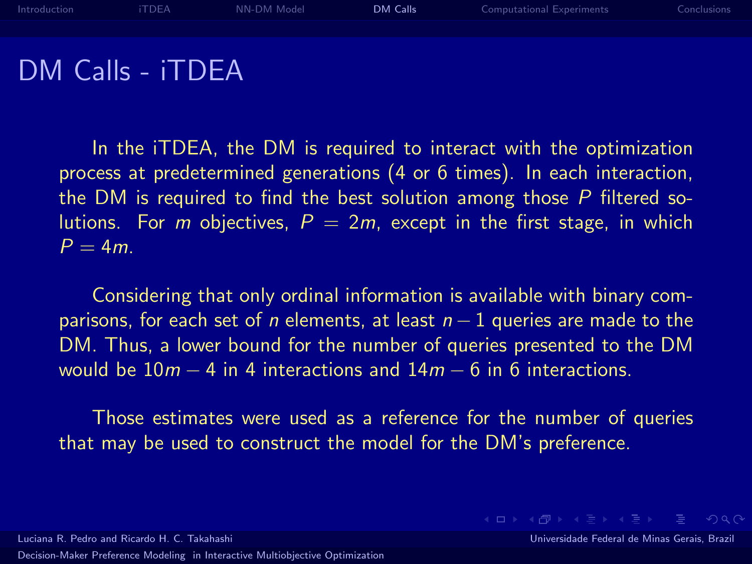# DM Calls - iTDEA

In the iTDEA, the DM is required to interact with the optimization process at predetermined generations (4 or 6 times). In each interaction, the DM is required to find the best solution among those $P$ filtered solutions. For $m$ objectives, $P = 2m$, except in the first stage, in which $P = 4m$.

Considering that only ordinal information is available with binary comparisons, for each set of $n$ elements, at least $n - 1$ queries are made to the DM. Thus, a lower bound for the number of queries presented to the DM would be $10m - 4$ in 4 interactions and $14m - 6$ in 6 interactions.

Those estimates were used as a reference for the number of queries that may be used to construct the model for the DM's preference.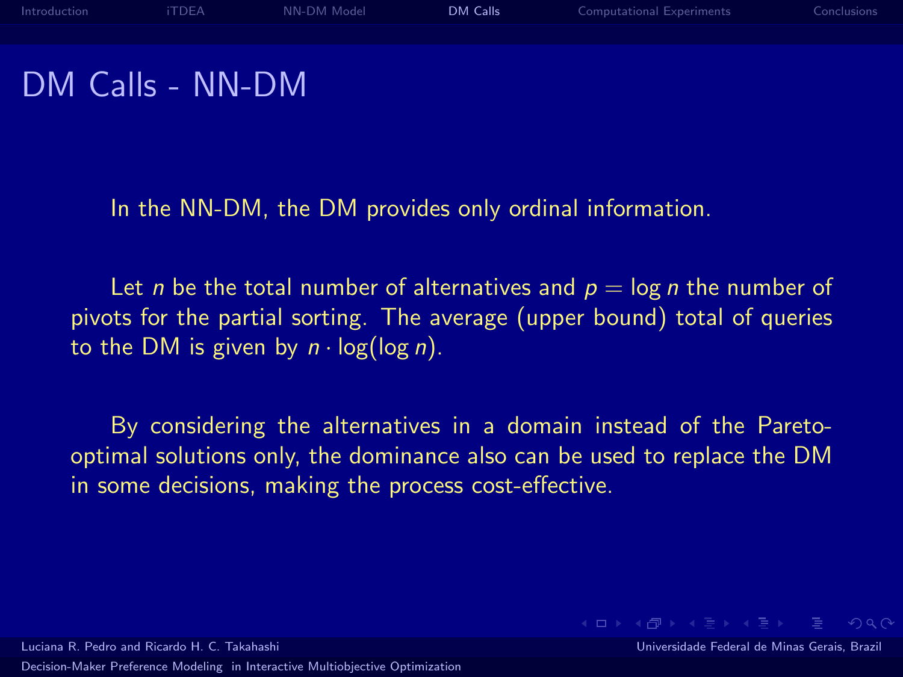# DM Calls - NN-DM

In the NN-DM, the DM provides only ordinal information.

Let $n$ be the total number of alternatives and $p = \log n$ the number of pivots for the partial sorting. The average (upper bound) total of queries to the DM is given by $n \cdot \log(\log n)$.

By considering the alternatives in a domain instead of the Pareto-optimal solutions only, the dominance also can be used to replace the DM in some decisions, making the process cost-effective.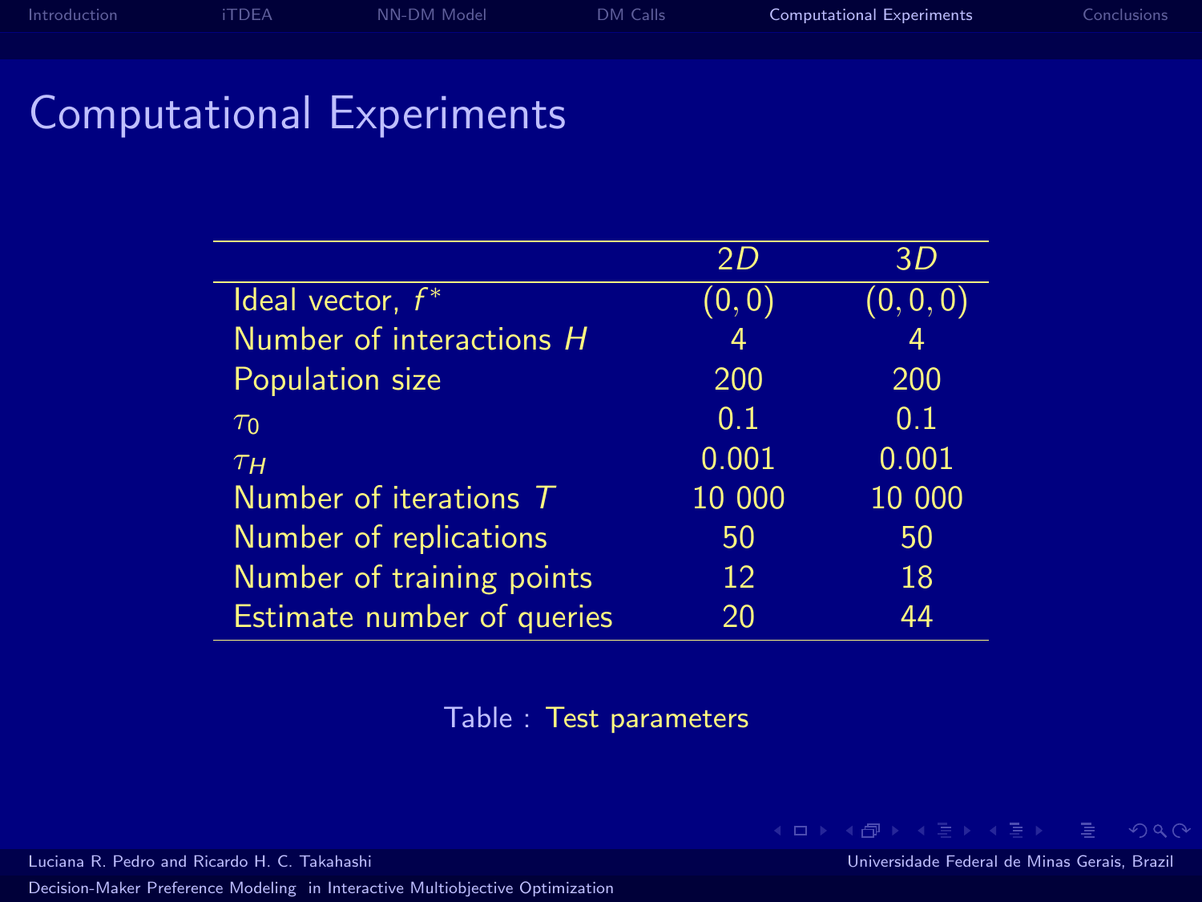# Computational Experiments

| | $2D$ | $3D$ |
|---|---|---|
| Ideal vector, $f^*$ | $(0, 0)$ | $(0, 0, 0)$ |
| Number of interactions $H$ | 4 | 4 |
| Population size | 200 | 200 |
| $\tau_0$ | 0.1 | 0.1 |
| $\tau_H$ | 0.001 | 0.001 |
| Number of iterations $T$ | 10 000 | 10 000 |
| Number of replications | 50 | 50 |
| Number of training points | 12 | 18 |
| Estimate number of queries | 20 | 44 |

Table : Test parameters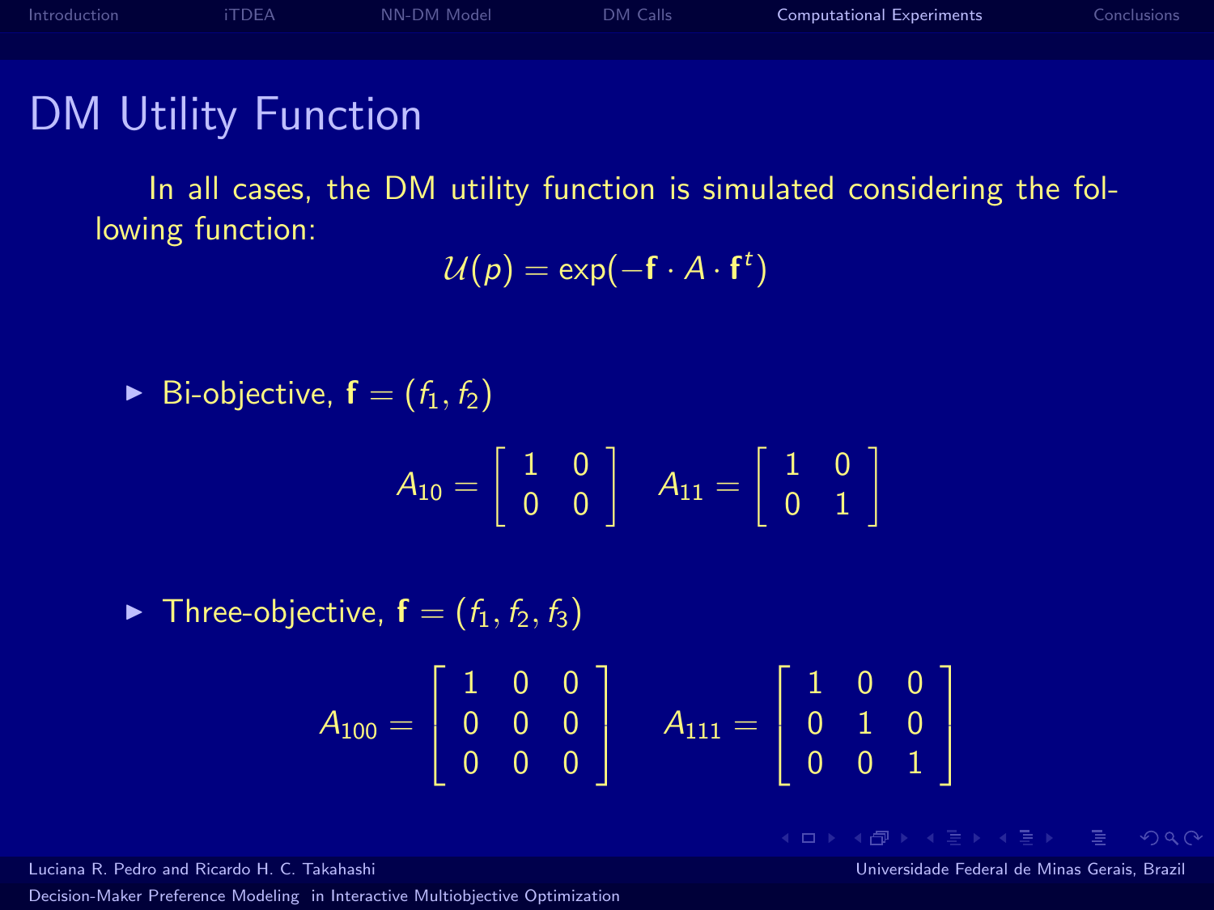# DM Utility Function

In all cases, the DM utility function is simulated considering the following function:

$$\mathcal{U}(p) = \exp(-\mathbf{f} \cdot A \cdot \mathbf{f}^t)$$

- Bi-objective, $\mathbf{f} = (f_1, f_2)$

$$A_{10} = \begin{bmatrix} 1 & 0 \\ 0 & 0 \end{bmatrix} \quad A_{11} = \begin{bmatrix} 1 & 0 \\ 0 & 1 \end{bmatrix}$$

- Three-objective, $\mathbf{f} = (f_1, f_2, f_3)$

$$A_{100} = \begin{bmatrix} 1 & 0 & 0 \\ 0 & 0 & 0 \\ 0 & 0 & 0 \end{bmatrix} \quad A_{111} = \begin{bmatrix} 1 & 0 & 0 \\ 0 & 1 & 0 \\ 0 & 0 & 1 \end{bmatrix}$$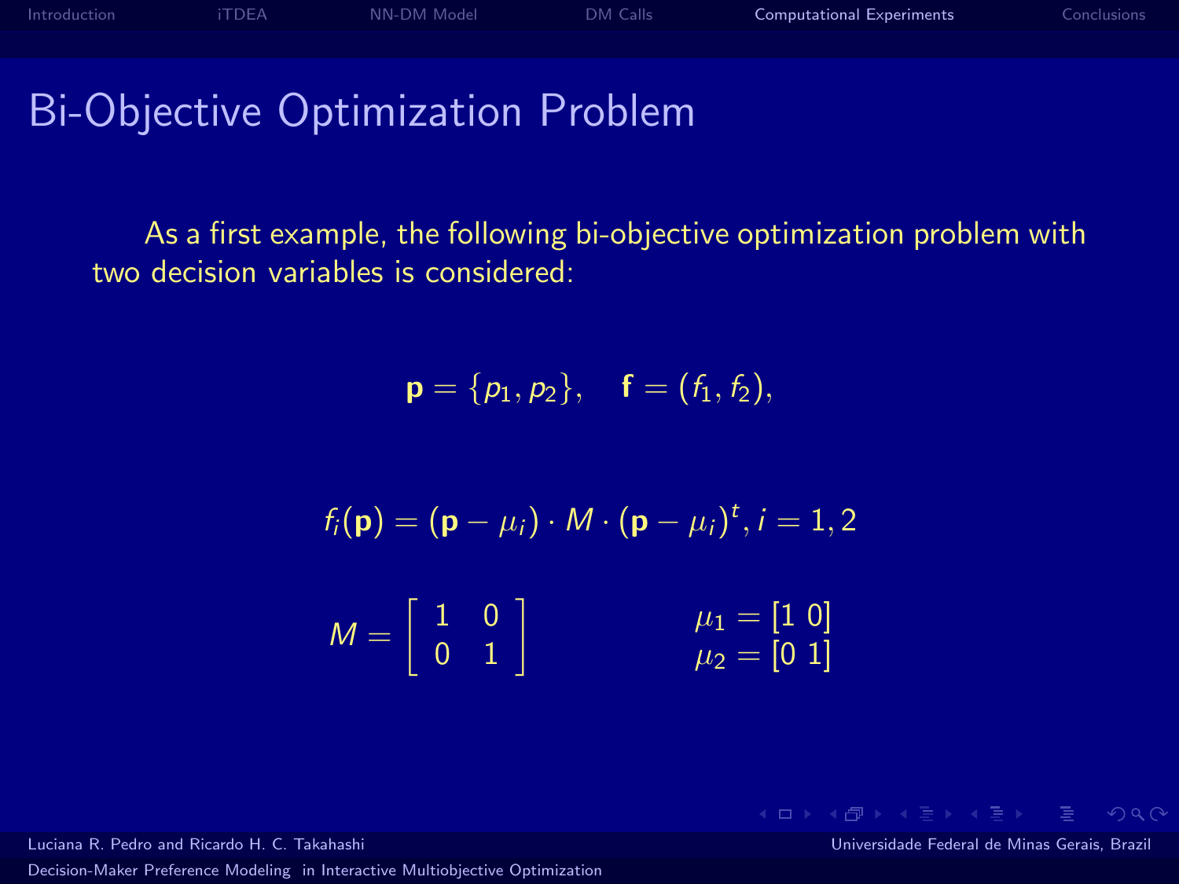# Bi-Objective Optimization Problem

As a first example, the following bi-objective optimization problem with two decision variables is considered:

$$\mathbf{p} = \{p_1, p_2\}, \quad \mathbf{f} = (f_1, f_2),$$

$$f_i(\mathbf{p}) = (\mathbf{p} - \mu_i) \cdot M \cdot (\mathbf{p} - \mu_i)^t, i = 1, 2$$

$$M = \begin{bmatrix} 1 & 0 \\ 0 & 1 \end{bmatrix} \qquad \begin{array}{l} \mu_1 = [1 \ 0] \\ \mu_2 = [0 \ 1] \end{array}$$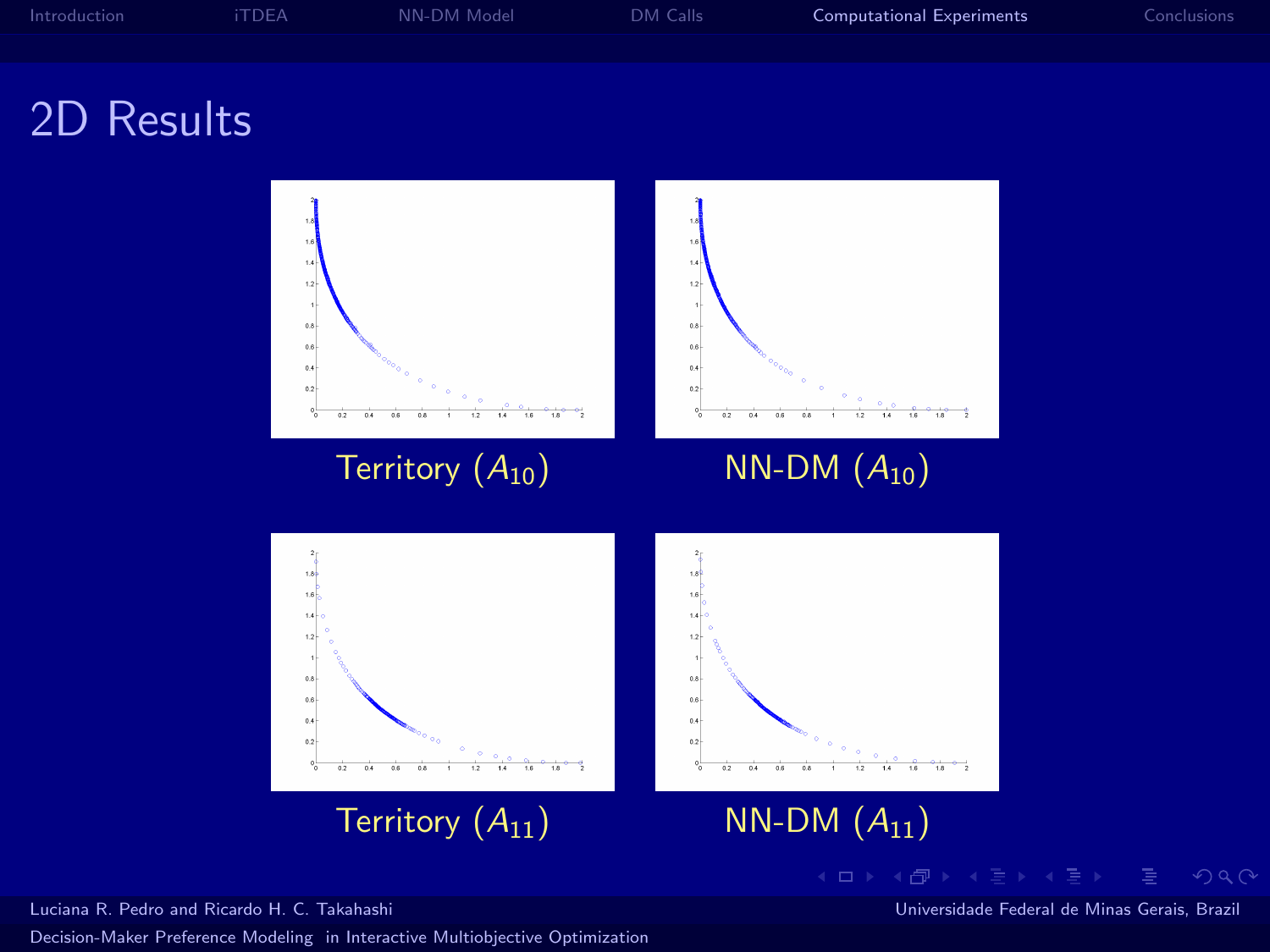# 2D Results

Territory ($A_{10}$)

NN-DM ($A_{10}$)

Territory ($A_{11}$)

NN-DM ($A_{11}$)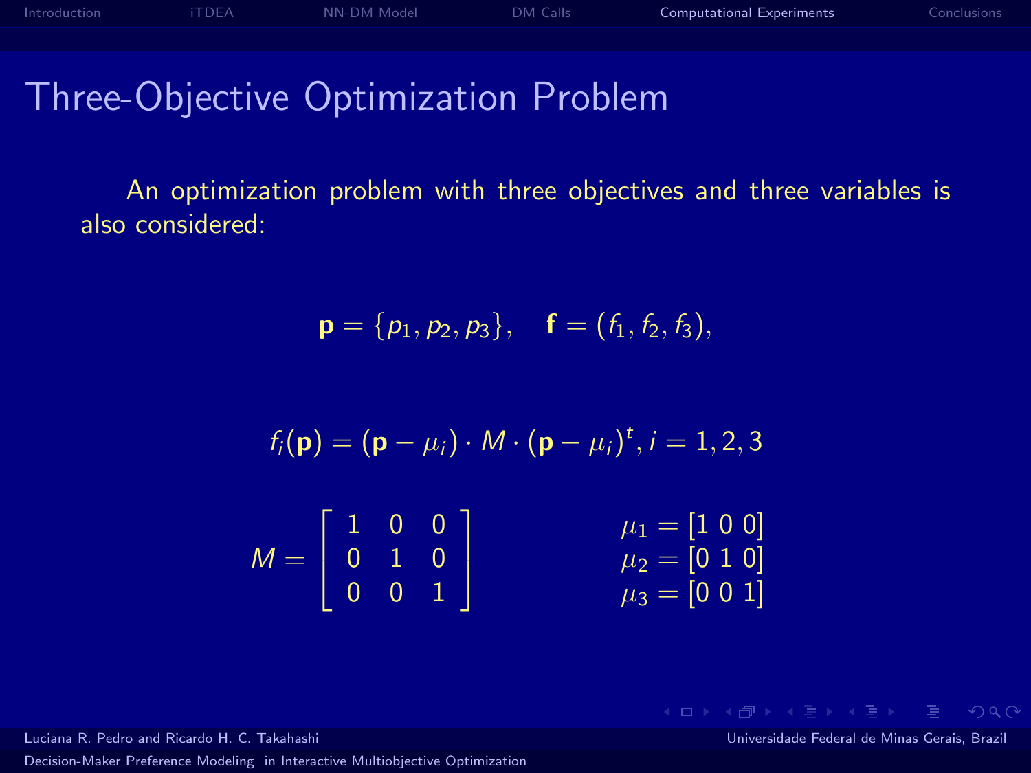# Three-Objective Optimization Problem

An optimization problem with three objectives and three variables is also considered:

$$\mathbf{p} = \{p_1, p_2, p_3\}, \quad \mathbf{f} = (f_1, f_2, f_3),$$

$$f_i(\mathbf{p}) = (\mathbf{p} - \mu_i) \cdot M \cdot (\mathbf{p} - \mu_i)^t, i = 1, 2, 3$$

$$M = \begin{bmatrix} 1 & 0 & 0 \\ 0 & 1 & 0 \\ 0 & 0 & 1 \end{bmatrix} \qquad \begin{array}{l} \mu_1 = [1\ 0\ 0] \\ \mu_2 = [0\ 1\ 0] \\ \mu_3 = [0\ 0\ 1] \end{array}$$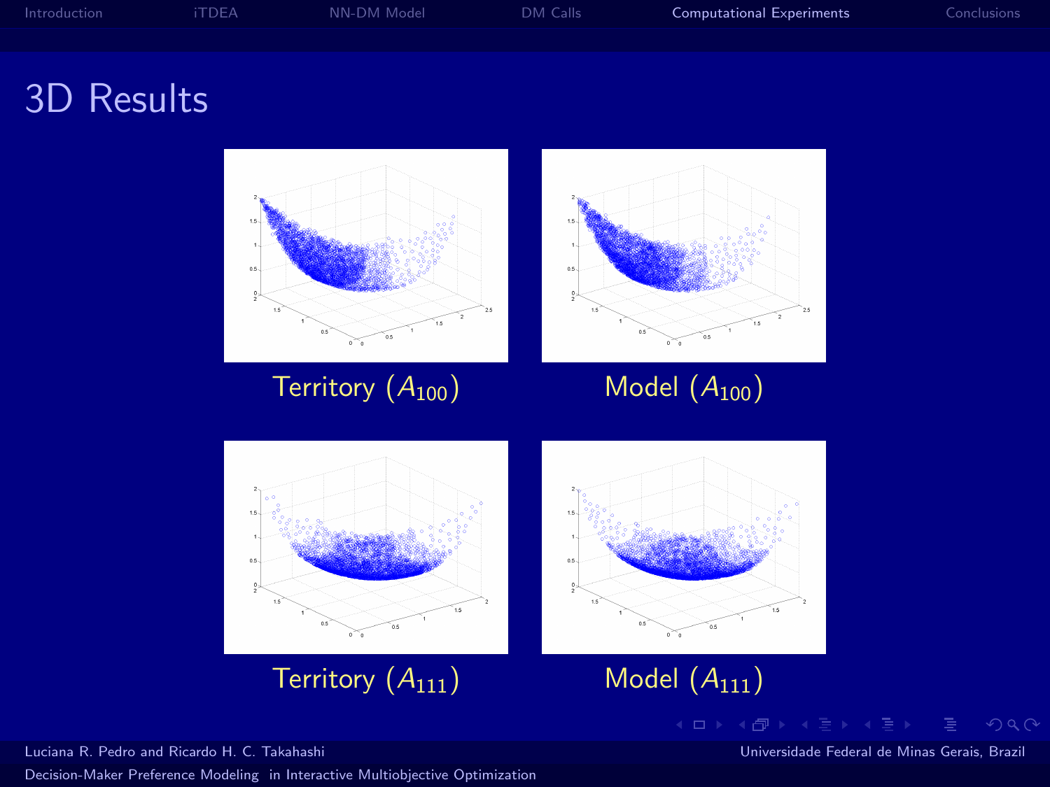# 3D Results

Territory ($A_{100}$)

Model ($A_{100}$)

Territory ($A_{111}$)

Model ($A_{111}$)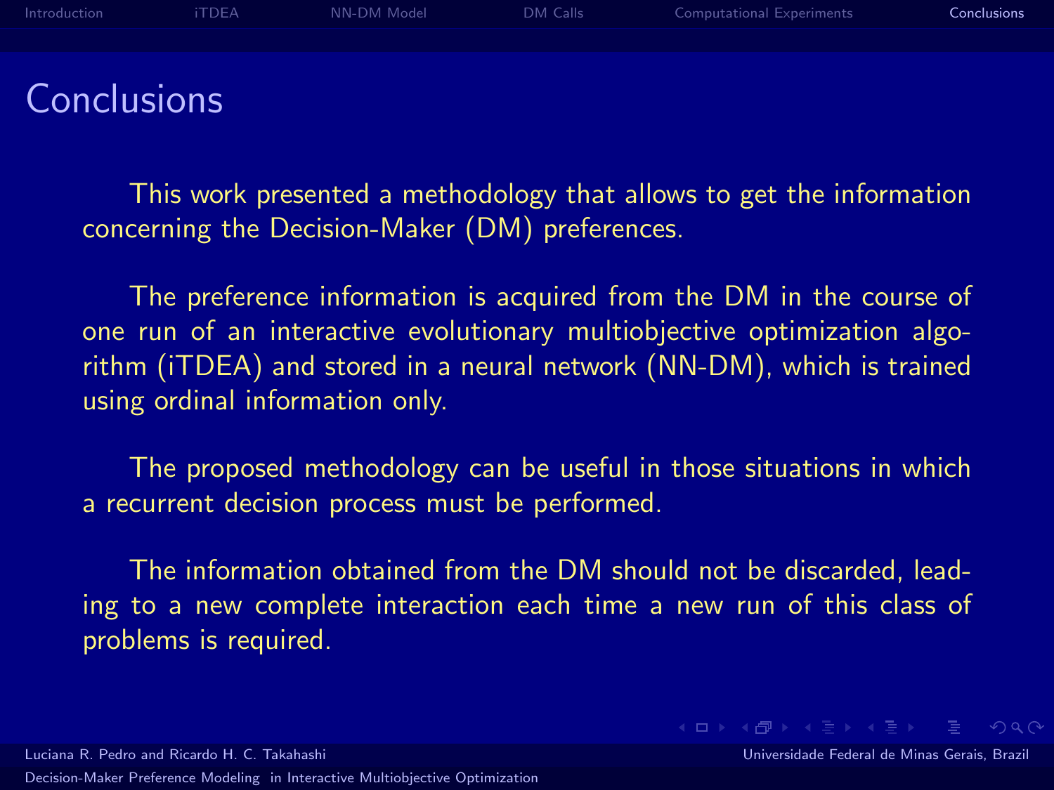# Conclusions

This work presented a methodology that allows to get the information concerning the Decision-Maker (DM) preferences.

The preference information is acquired from the DM in the course of one run of an interactive evolutionary multiobjective optimization algorithm (iTDEA) and stored in a neural network (NN-DM), which is trained using ordinal information only.

The proposed methodology can be useful in those situations in which a recurrent decision process must be performed.

The information obtained from the DM should not be discarded, leading to a new complete interaction each time a new run of this class of problems is required.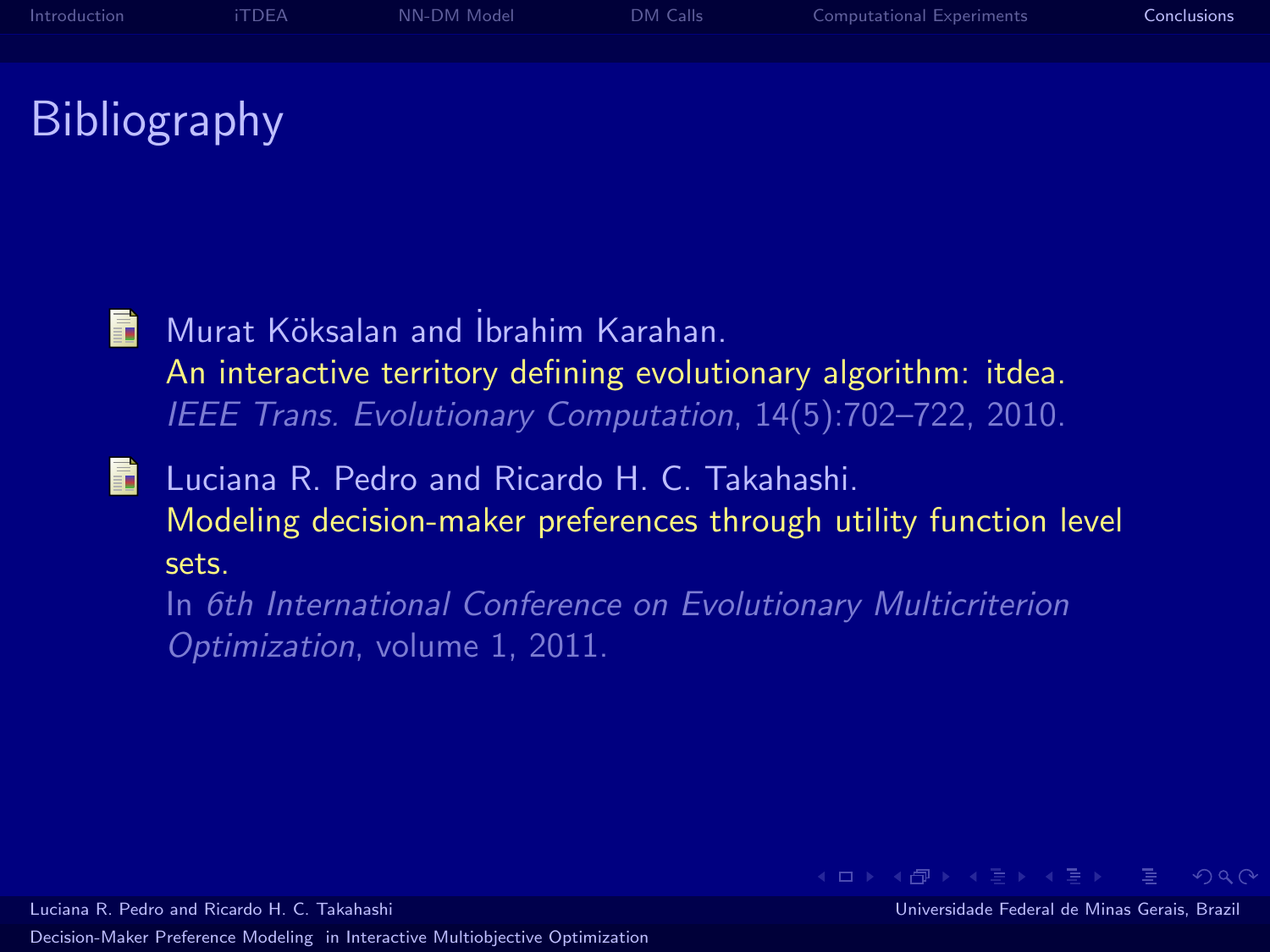# Bibliography

- Murat Köksalan and İbrahim Karahan.
  An interactive territory defining evolutionary algorithm: itdea.
  *IEEE Trans. Evolutionary Computation*, 14(5):702–722, 2010.

- Luciana R. Pedro and Ricardo H. C. Takahashi.
  Modeling decision-maker preferences through utility function level sets.
  In *6th International Conference on Evolutionary Multicriterion Optimization*, volume 1, 2011.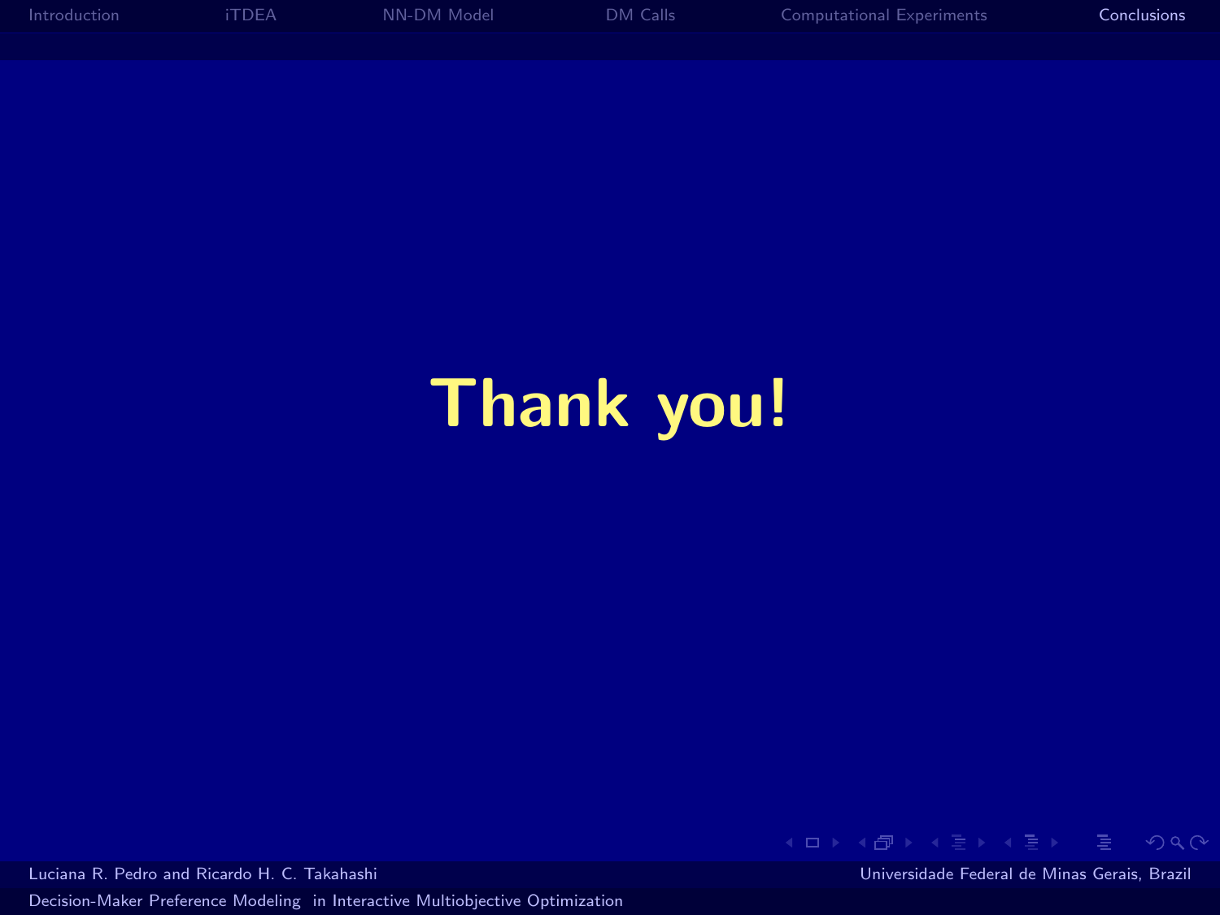# Thank you!